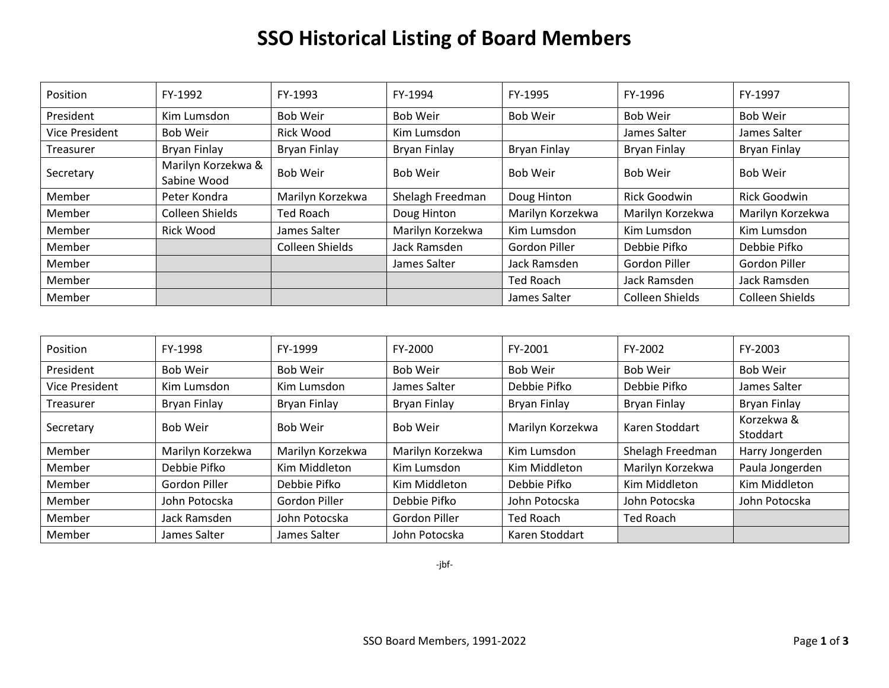# SSO Historical Listing of Board Members

| Position | FY-1992 | FY-1993 | FY-1994 | FY-1995 | FY-1996 | FY-1997 |
|---|---|---|---|---|---|---|
| President | Kim Lumsdon | Bob Weir | Bob Weir | Bob Weir | Bob Weir | Bob Weir |
| Vice President | Bob Weir | Rick Wood | Kim Lumsdon | | James Salter | James Salter |
| Treasurer | Bryan Finlay | Bryan Finlay | Bryan Finlay | Bryan Finlay | Bryan Finlay | Bryan Finlay |
| Secretary | Marilyn Korzekwa & Sabine Wood | Bob Weir | Bob Weir | Bob Weir | Bob Weir | Bob Weir |
| Member | Peter Kondra | Marilyn Korzekwa | Shelagh Freedman | Doug Hinton | Rick Goodwin | Rick Goodwin |
| Member | Colleen Shields | Ted Roach | Doug Hinton | Marilyn Korzekwa | Marilyn Korzekwa | Marilyn Korzekwa |
| Member | Rick Wood | James Salter | Marilyn Korzekwa | Kim Lumsdon | Kim Lumsdon | Kim Lumsdon |
| Member | | Colleen Shields | Jack Ramsden | Gordon Piller | Debbie Pifko | Debbie Pifko |
| Member | | | James Salter | Jack Ramsden | Gordon Piller | Gordon Piller |
| Member | | | | Ted Roach | Jack Ramsden | Jack Ramsden |
| Member | | | | James Salter | Colleen Shields | Colleen Shields |

| Position | FY-1998 | FY-1999 | FY-2000 | FY-2001 | FY-2002 | FY-2003 |
|---|---|---|---|---|---|---|
| President | Bob Weir | Bob Weir | Bob Weir | Bob Weir | Bob Weir | Bob Weir |
| Vice President | Kim Lumsdon | Kim Lumsdon | James Salter | Debbie Pifko | Debbie Pifko | James Salter |
| Treasurer | Bryan Finlay | Bryan Finlay | Bryan Finlay | Bryan Finlay | Bryan Finlay | Bryan Finlay |
| Secretary | Bob Weir | Bob Weir | Bob Weir | Marilyn Korzekwa | Karen Stoddart | Korzekwa & Stoddart |
| Member | Marilyn Korzekwa | Marilyn Korzekwa | Marilyn Korzekwa | Kim Lumsdon | Shelagh Freedman | Harry Jongerden |
| Member | Debbie Pifko | Kim Middleton | Kim Lumsdon | Kim Middleton | Marilyn Korzekwa | Paula Jongerden |
| Member | Gordon Piller | Debbie Pifko | Kim Middleton | Debbie Pifko | Kim Middleton | Kim Middleton |
| Member | John Potocska | Gordon Piller | Debbie Pifko | John Potocska | John Potocska | John Potocska |
| Member | Jack Ramsden | John Potocska | Gordon Piller | Ted Roach | Ted Roach | |
| Member | James Salter | James Salter | John Potocska | Karen Stoddart | | |

-jbf-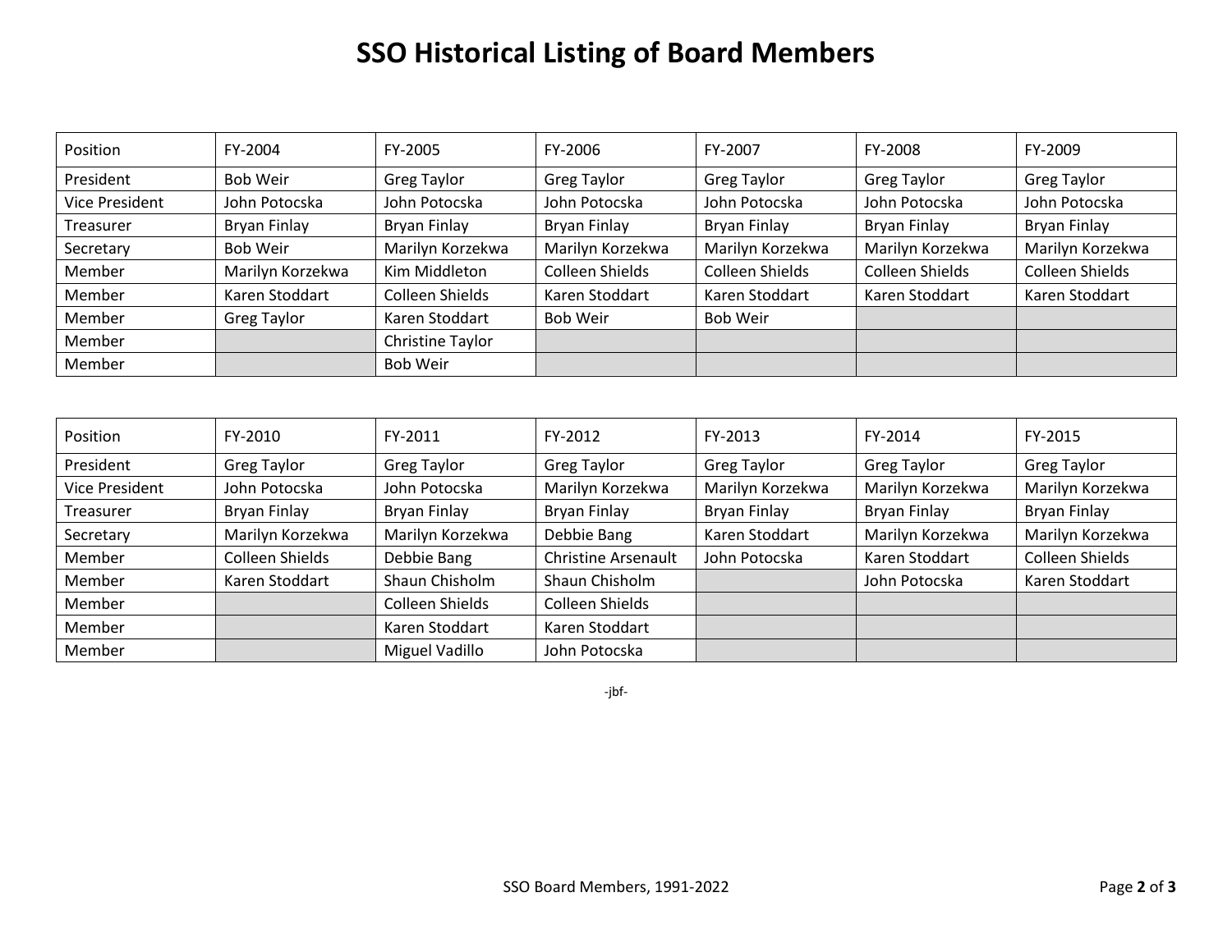# SSO Historical Listing of Board Members

| Position | FY-2004 | FY-2005 | FY-2006 | FY-2007 | FY-2008 | FY-2009 |
|---|---|---|---|---|---|---|
| President | Bob Weir | Greg Taylor | Greg Taylor | Greg Taylor | Greg Taylor | Greg Taylor |
| Vice President | John Potocska | John Potocska | John Potocska | John Potocska | John Potocska | John Potocska |
| Treasurer | Bryan Finlay | Bryan Finlay | Bryan Finlay | Bryan Finlay | Bryan Finlay | Bryan Finlay |
| Secretary | Bob Weir | Marilyn Korzekwa | Marilyn Korzekwa | Marilyn Korzekwa | Marilyn Korzekwa | Marilyn Korzekwa |
| Member | Marilyn Korzekwa | Kim Middleton | Colleen Shields | Colleen Shields | Colleen Shields | Colleen Shields |
| Member | Karen Stoddart | Colleen Shields | Karen Stoddart | Karen Stoddart | Karen Stoddart | Karen Stoddart |
| Member | Greg Taylor | Karen Stoddart | Bob Weir | Bob Weir | | |
| Member | | Christine Taylor | | | | |
| Member | | Bob Weir | | | | |

| Position | FY-2010 | FY-2011 | FY-2012 | FY-2013 | FY-2014 | FY-2015 |
|---|---|---|---|---|---|---|
| President | Greg Taylor | Greg Taylor | Greg Taylor | Greg Taylor | Greg Taylor | Greg Taylor |
| Vice President | John Potocska | John Potocska | Marilyn Korzekwa | Marilyn Korzekwa | Marilyn Korzekwa | Marilyn Korzekwa |
| Treasurer | Bryan Finlay | Bryan Finlay | Bryan Finlay | Bryan Finlay | Bryan Finlay | Bryan Finlay |
| Secretary | Marilyn Korzekwa | Marilyn Korzekwa | Debbie Bang | Karen Stoddart | Marilyn Korzekwa | Marilyn Korzekwa |
| Member | Colleen Shields | Debbie Bang | Christine Arsenault | John Potocska | Karen Stoddart | Colleen Shields |
| Member | Karen Stoddart | Shaun Chisholm | Shaun Chisholm | | John Potocska | Karen Stoddart |
| Member | | Colleen Shields | Colleen Shields | | | |
| Member | | Karen Stoddart | Karen Stoddart | | | |
| Member | | Miguel Vadillo | John Potocska | | | |

-jbf-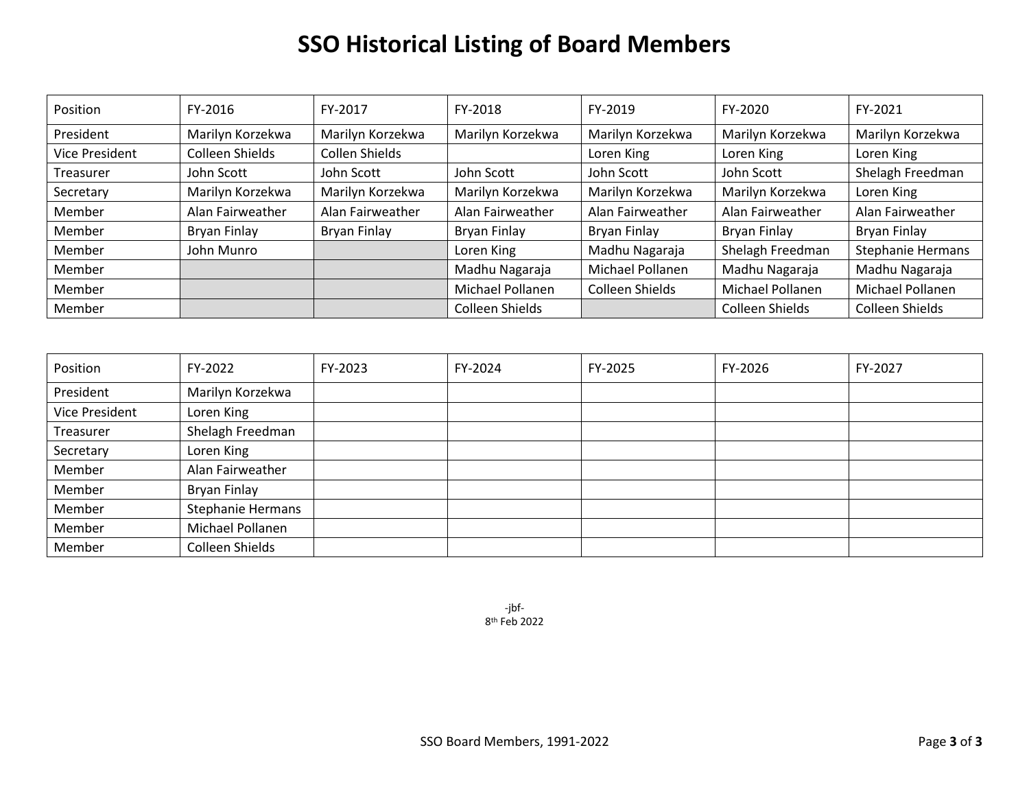# SSO Historical Listing of Board Members

| Position | FY-2016 | FY-2017 | FY-2018 | FY-2019 | FY-2020 | FY-2021 |
|---|---|---|---|---|---|---|
| President | Marilyn Korzekwa | Marilyn Korzekwa | Marilyn Korzekwa | Marilyn Korzekwa | Marilyn Korzekwa | Marilyn Korzekwa |
| Vice President | Colleen Shields | Collen Shields | | Loren King | Loren King | Loren King |
| Treasurer | John Scott | John Scott | John Scott | John Scott | John Scott | Shelagh Freedman |
| Secretary | Marilyn Korzekwa | Marilyn Korzekwa | Marilyn Korzekwa | Marilyn Korzekwa | Marilyn Korzekwa | Loren King |
| Member | Alan Fairweather | Alan Fairweather | Alan Fairweather | Alan Fairweather | Alan Fairweather | Alan Fairweather |
| Member | Bryan Finlay | Bryan Finlay | Bryan Finlay | Bryan Finlay | Bryan Finlay | Bryan Finlay |
| Member | John Munro | | Loren King | Madhu Nagaraja | Shelagh Freedman | Stephanie Hermans |
| Member | | | Madhu Nagaraja | Michael Pollanen | Madhu Nagaraja | Madhu Nagaraja |
| Member | | | Michael Pollanen | Colleen Shields | Michael Pollanen | Michael Pollanen |
| Member | | | Colleen Shields | | Colleen Shields | Colleen Shields |

| Position | FY-2022 | FY-2023 | FY-2024 | FY-2025 | FY-2026 | FY-2027 |
|---|---|---|---|---|---|---|
| President | Marilyn Korzekwa | | | | | |
| Vice President | Loren King | | | | | |
| Treasurer | Shelagh Freedman | | | | | |
| Secretary | Loren King | | | | | |
| Member | Alan Fairweather | | | | | |
| Member | Bryan Finlay | | | | | |
| Member | Stephanie Hermans | | | | | |
| Member | Michael Pollanen | | | | | |
| Member | Colleen Shields | | | | | |

-jbf-
8th Feb 2022